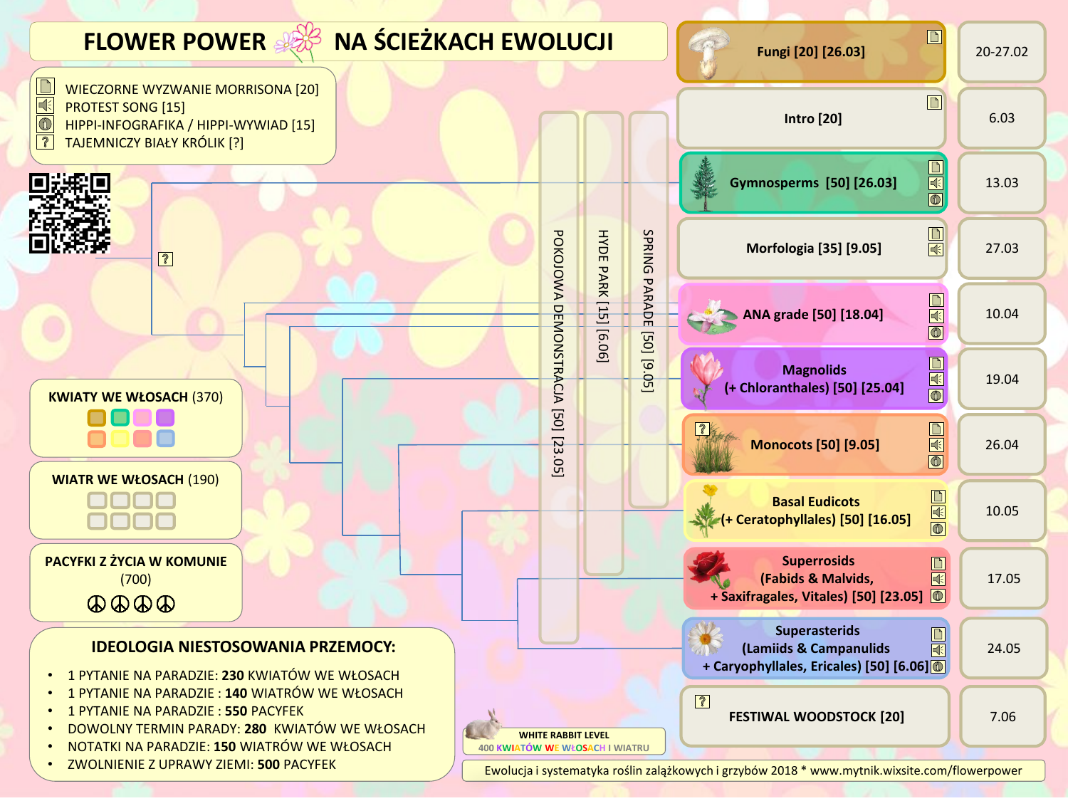# FLOWER POWER NA ŚCIEŻKACH EWOLUCJI

- WIECZORNE WYZWANIE MORRISONA [20]
- PROTEST SONG [15]
- HIPPI-INFOGRAFIKA / HIPPI-WYWIAD [15]
- TAJEMNICZY BIAŁY KRÓLIK [?]

| Temat | Data |
| --- | --- |
| Fungi [20] [26.03] | 20-27.02 |
| Intro [20] | 6.03 |
| Gymnosperms [50] [26.03] | 13.03 |
| Morfologia [35] [9.05] | 27.03 |
| ANA grade [50] [18.04] | 10.04 |
| Magnolids (+ Chloranthales) [50] [25.04] | 19.04 |
| Monocots [50] [9.05] | 26.04 |
| Basal Eudicots (+ Ceratophyllales) [50] [16.05] | 10.05 |
| Superrosids (Fabids & Malvids, + Saxifragales, Vitales) [50] [23.05] | 17.05 |
| Superasterids (Lamiids & Campanulids + Caryophyllales, Ericales) [50] [6.06] | 24.05 |
| FESTIWAL WOODSTOCK [20] | 7.06 |

POKOJOWA DEMONSTRACJA [50] [23.05]

HYDE PARK [15] [6.06]

SPRING PARADE [50] [9.05]

**KWIATY WE WŁOSACH** (370)

**WIATR WE WŁOSACH** (190)

**PACYFKI Z ŻYCIA W KOMUNIE** (700)

☮ ☮ ☮ ☮

## IDEOLOGIA NIESTOSOWANIA PRZEMOCY:

- 1 PYTANIE NA PARADZIE: **230** KWIATÓW WE WŁOSACH
- 1 PYTANIE NA PARADZIE : **140** WIATRÓW WE WŁOSACH
- 1 PYTANIE NA PARADZIE : **550** PACYFEK
- DOWOLNY TERMIN PARADY: **280** KWIATÓW WE WŁOSACH
- NOTATKI NA PARADZIE: **150** WIATRÓW WE WŁOSACH
- ZWOLNIENIE Z UPRAWY ZIEMI: **500** PACYFEK

**WHITE RABBIT LEVEL**
400 KWIATÓW WE WŁOSACH I WIATRU

Ewolucja i systematyka roślin zalążkowych i grzybów 2018 * www.mytnik.wixsite.com/flowerpower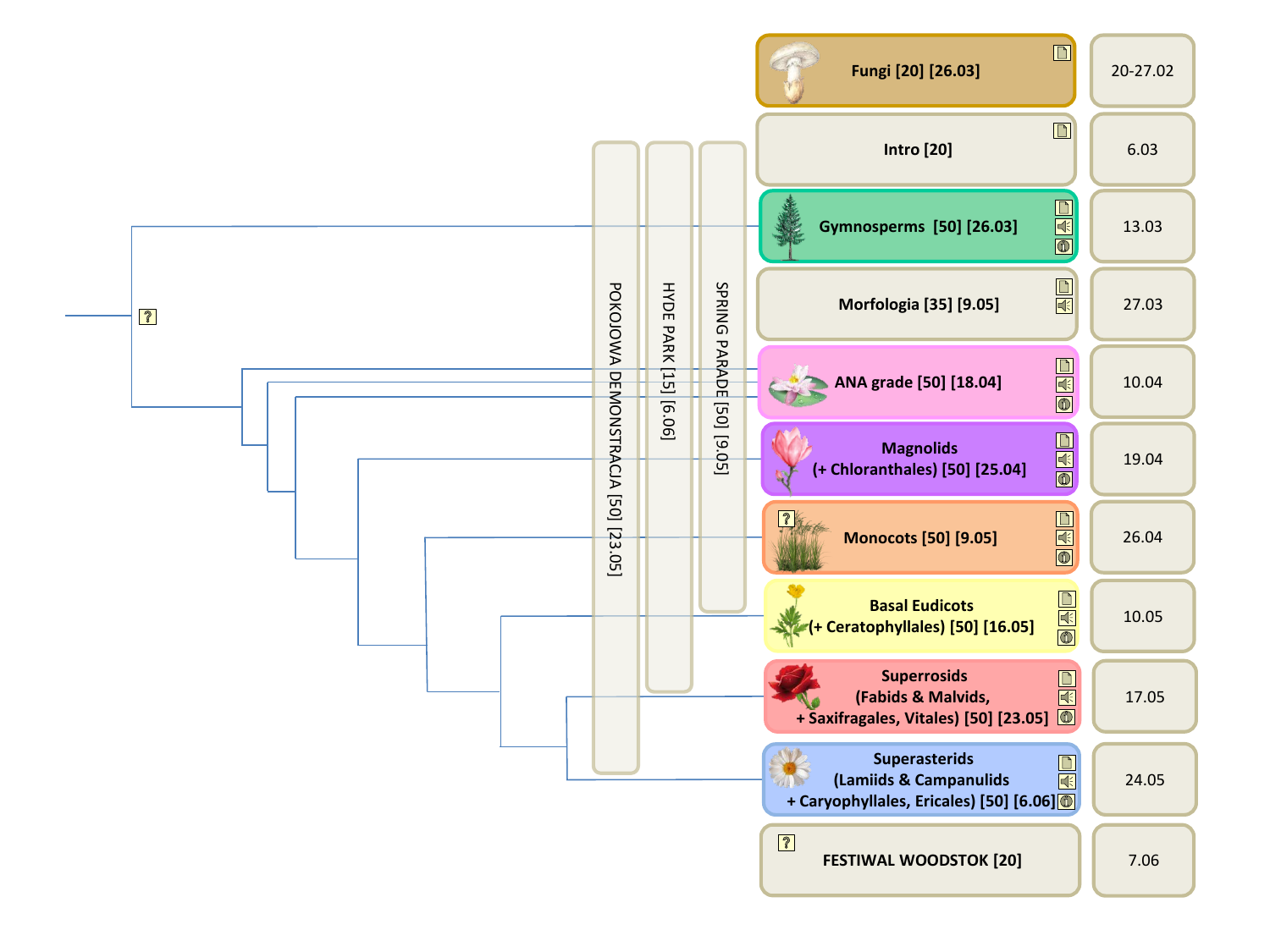Fungi [20] [26.03] — 20-27.02

Intro [20] — 6.03

Gymnosperms [50] [26.03] — 13.03

Morfologia [35] [9.05] — 27.03

ANA grade [50] [18.04] — 10.04

Magnolids (+ Chloranthales) [50] [25.04] — 19.04

Monocots [50] [9.05] — 26.04

Basal Eudicots (+ Ceratophyllales) [50] [16.05] — 10.05

Superrosids (Fabids & Malvids, + Saxifragales, Vitales) [50] [23.05] — 17.05

Superasterids (Lamiids & Campanulids + Caryophyllales, Ericales) [50] [6.06] — 24.05

FESTIWAL WOODSTOK [20] — 7.06

POKOJOWA DEMONSTRACJA [50] [23.05]

HYDE PARK [15] [6.06]

SPRING PARADE [50] [9.05]